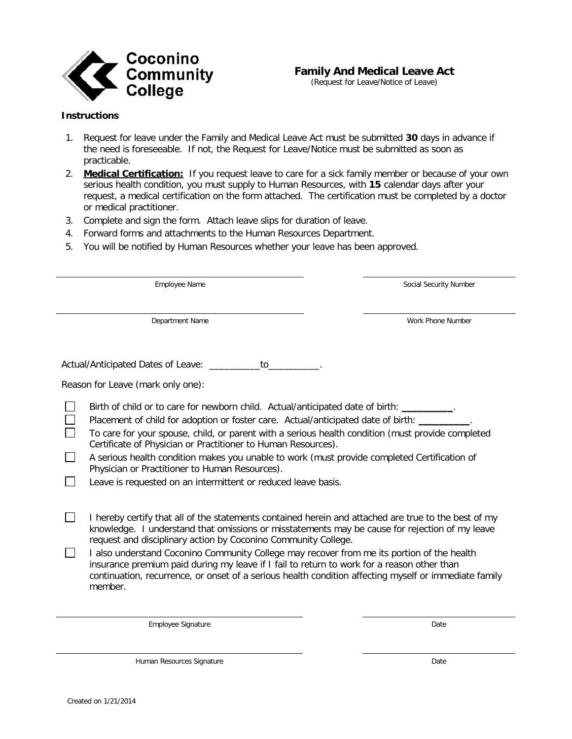Coconino Community College

## Family And Medical Leave Act

(Request for Leave/Notice of Leave)

**Instructions**

1. Request for leave under the Family and Medical Leave Act must be submitted **30** days in advance if the need is foreseeable. If not, the Request for Leave/Notice must be submitted as soon as practicable.
2. **Medical Certification:** If you request leave to care for a sick family member or because of your own serious health condition, you must supply to Human Resources, with **15** calendar days after your request, a medical certification on the form attached. The certification must be completed by a doctor or medical practitioner.
3. Complete and sign the form. Attach leave slips for duration of leave.
4. Forward forms and attachments to the Human Resources Department.
5. You will be notified by Human Resources whether your leave has been approved.

______________________________ Employee Name

______________________________ Social Security Number

______________________________ Department Name

______________________________ Work Phone Number

Actual/Anticipated Dates of Leave: __________to__________.

Reason for Leave (mark only one):

- ☐ Birth of child or to care for newborn child. Actual/anticipated date of birth: __________.
- ☐ Placement of child for adoption or foster care. Actual/anticipated date of birth: __________.
- ☐ To care for your spouse, child, or parent with a serious health condition (must provide completed Certificate of Physician or Practitioner to Human Resources).
- ☐ A serious health condition makes you unable to work (must provide completed Certification of Physician or Practitioner to Human Resources).
- ☐ Leave is requested on an intermittent or reduced leave basis.

- ☐ I hereby certify that all of the statements contained herein and attached are true to the best of my knowledge. I understand that omissions or misstatements may be cause for rejection of my leave request and disciplinary action by Coconino Community College.
- ☐ I also understand Coconino Community College may recover from me its portion of the health insurance premium paid during my leave if I fail to return to work for a reason other than continuation, recurrence, or onset of a serious health condition affecting myself or immediate family member.

______________________________ Employee Signature

______________________________ Date

______________________________ Human Resources Signature

______________________________ Date

Created on 1/21/2014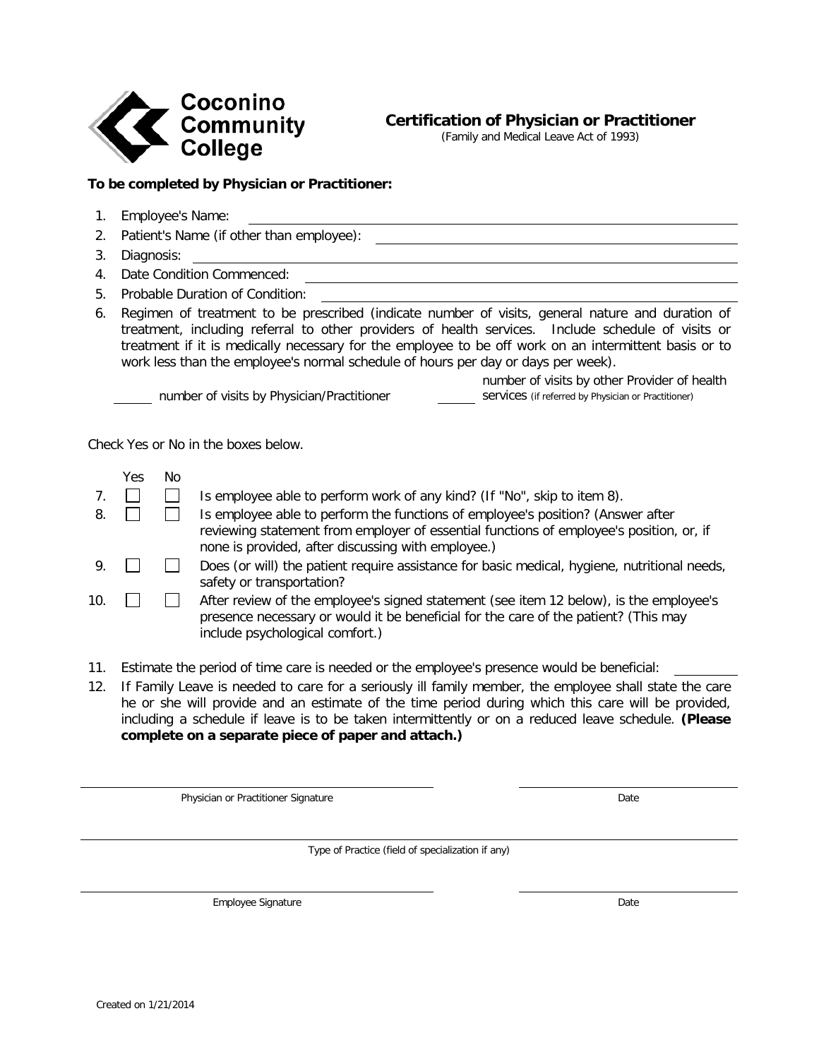Coconino Community College

# Certification of Physician or Practitioner

(Family and Medical Leave Act of 1993)

**To be completed by Physician or Practitioner:**

1. Employee's Name: ______________________________
2. Patient's Name (if other than employee): ______________________________
3. Diagnosis: ______________________________
4. Date Condition Commenced: ______________________________
5. Probable Duration of Condition: ______________________________
6. Regimen of treatment to be prescribed (indicate number of visits, general nature and duration of treatment, including referral to other providers of health services. Include schedule of visits or treatment if it is medically necessary for the employee to be off work on an intermittent basis or to work less than the employee's normal schedule of hours per day or days per week).

   ______ number of visits by Physician/Practitioner

   ______ number of visits by other Provider of health services (if referred by Physician or Practitioner)

Check Yes or No in the boxes below.

| | Yes | No | |
|---|---|---|---|
| 7. | ☐ | ☐ | Is employee able to perform work of any kind? (If "No", skip to item 8). |
| 8. | ☐ | ☐ | Is employee able to perform the functions of employee's position? (Answer after reviewing statement from employer of essential functions of employee's position, or, if none is provided, after discussing with employee.) |
| 9. | ☐ | ☐ | Does (or will) the patient require assistance for basic medical, hygiene, nutritional needs, safety or transportation? |
| 10. | ☐ | ☐ | After review of the employee's signed statement (see item 12 below), is the employee's presence necessary or would it be beneficial for the care of the patient? (This may include psychological comfort.) |

11. Estimate the period of time care is needed or the employee's presence would be beneficial: __________
12. If Family Leave is needed to care for a seriously ill family member, the employee shall state the care he or she will provide and an estimate of the time period during which this care will be provided, including a schedule if leave is to be taken intermittently or on a reduced leave schedule. **(Please complete on a separate piece of paper and attach.)**

______________________________ ______________

Physician or Practitioner Signature Date

______________________________

Type of Practice (field of specialization if any)

______________________________ ______________

Employee Signature Date

Created on 1/21/2014